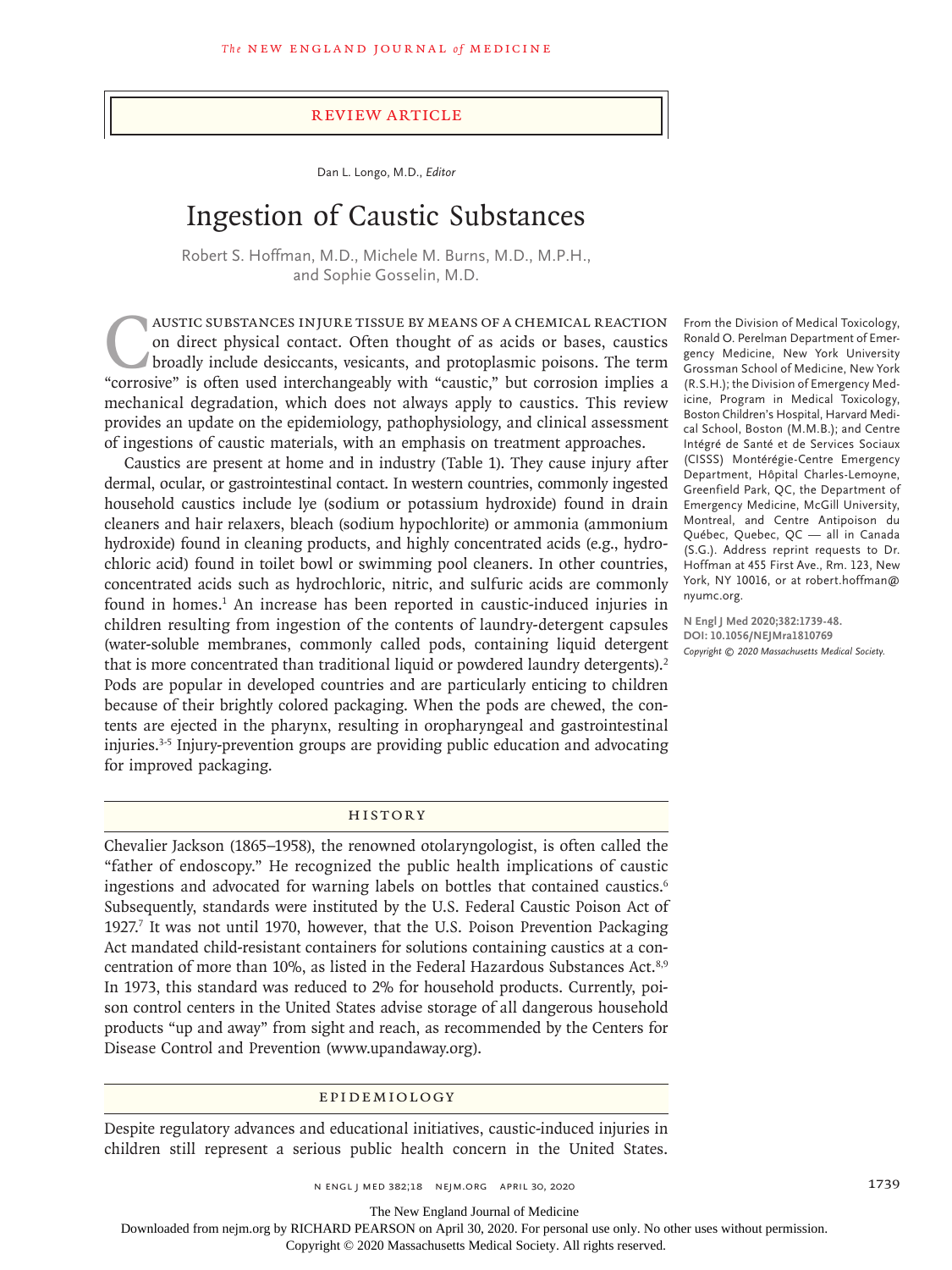REVIEW ARTICLE

Dan L. Longo, M.D., *Editor*

# Ingestion of Caustic Substances

Robert S. Hoffman, M.D., Michele M. Burns, M.D., M.P.H., and Sophie Gosselin, M.D.

From the Division of Medical Toxicology, Ronald O. Perelman Department of Emergency Medicine, New York University Grossman School of Medicine, New York (R.S.H.); the Division of Emergency Medicine, Program in Medical Toxicology, Boston Children's Hospital, Harvard Medical School, Boston (M.M.B.); and Centre Intégré de Santé et de Services Sociaux (CISSS) Montérégie-Centre Emergency Department, Hôpital Charles-Lemoyne, Greenfield Park, QC, the Department of Emergency Medicine, McGill University, Montreal, and Centre Antipoison du Québec, Quebec, QC — all in Canada (S.G.). Address reprint requests to Dr. Hoffman at 455 First Ave., Rm. 123, New York, NY 10016, or at robert.hoffman@nyumc.org.

**N Engl J Med 2020;382:1739-48.**
**DOI: 10.1056/NEJMra1810769**
*Copyright © 2020 Massachusetts Medical Society.*

Caustic substances injure tissue by means of a chemical reaction on direct physical contact. Often thought of as acids or bases, caustics broadly include desiccants, vesicants, and protoplasmic poisons. The term "corrosive" is often used interchangeably with "caustic," but corrosion implies a mechanical degradation, which does not always apply to caustics. This review provides an update on the epidemiology, pathophysiology, and clinical assessment of ingestions of caustic materials, with an emphasis on treatment approaches.

Caustics are present at home and in industry (Table 1). They cause injury after dermal, ocular, or gastrointestinal contact. In western countries, commonly ingested household caustics include lye (sodium or potassium hydroxide) found in drain cleaners and hair relaxers, bleach (sodium hypochlorite) or ammonia (ammonium hydroxide) found in cleaning products, and highly concentrated acids (e.g., hydrochloric acid) found in toilet bowl or swimming pool cleaners. In other countries, concentrated acids such as hydrochloric, nitric, and sulfuric acids are commonly found in homes.[1] An increase has been reported in caustic-induced injuries in children resulting from ingestion of the contents of laundry-detergent capsules (water-soluble membranes, commonly called pods, containing liquid detergent that is more concentrated than traditional liquid or powdered laundry detergents).[2] Pods are popular in developed countries and are particularly enticing to children because of their brightly colored packaging. When the pods are chewed, the contents are ejected in the pharynx, resulting in oropharyngeal and gastrointestinal injuries.[3-5] Injury-prevention groups are providing public education and advocating for improved packaging.

## History

Chevalier Jackson (1865–1958), the renowned otolaryngologist, is often called the "father of endoscopy." He recognized the public health implications of caustic ingestions and advocated for warning labels on bottles that contained caustics.[6] Subsequently, standards were instituted by the U.S. Federal Caustic Poison Act of 1927.[7] It was not until 1970, however, that the U.S. Poison Prevention Packaging Act mandated child-resistant containers for solutions containing caustics at a concentration of more than 10%, as listed in the Federal Hazardous Substances Act.[8,9] In 1973, this standard was reduced to 2% for household products. Currently, poison control centers in the United States advise storage of all dangerous household products "up and away" from sight and reach, as recommended by the Centers for Disease Control and Prevention (www.upandaway.org).

## Epidemiology

Despite regulatory advances and educational initiatives, caustic-induced injuries in children still represent a serious public health concern in the United States.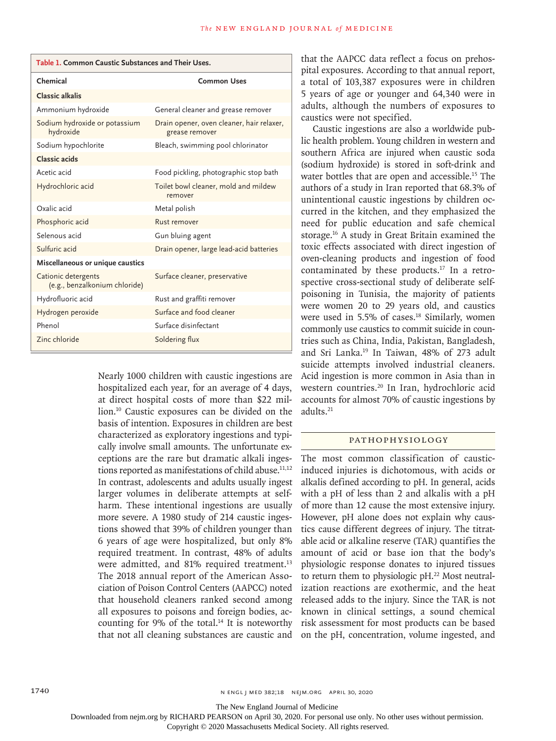**Table 1. Common Caustic Substances and Their Uses.**

| Chemical | Common Uses |
|---|---|
| **Classic alkalis** | |
| Ammonium hydroxide | General cleaner and grease remover |
| Sodium hydroxide or potassium hydroxide | Drain opener, oven cleaner, hair relaxer, grease remover |
| Sodium hypochlorite | Bleach, swimming pool chlorinator |
| **Classic acids** | |
| Acetic acid | Food pickling, photographic stop bath |
| Hydrochloric acid | Toilet bowl cleaner, mold and mildew remover |
| Oxalic acid | Metal polish |
| Phosphoric acid | Rust remover |
| Selenous acid | Gun bluing agent |
| Sulfuric acid | Drain opener, large lead-acid batteries |
| **Miscellaneous or unique caustics** | |
| Cationic detergents (e.g., benzalkonium chloride) | Surface cleaner, preservative |
| Hydrofluoric acid | Rust and graffiti remover |
| Hydrogen peroxide | Surface and food cleaner |
| Phenol | Surface disinfectant |
| Zinc chloride | Soldering flux |

Nearly 1000 children with caustic ingestions are hospitalized each year, for an average of 4 days, at direct hospital costs of more than $22 million.[10] Caustic exposures can be divided on the basis of intention. Exposures in children are best characterized as exploratory ingestions and typically involve small amounts. The unfortunate exceptions are the rare but dramatic alkali ingestions reported as manifestations of child abuse.[11,12] In contrast, adolescents and adults usually ingest larger volumes in deliberate attempts at self-harm. These intentional ingestions are usually more severe. A 1980 study of 214 caustic ingestions showed that 39% of children younger than 6 years of age were hospitalized, but only 8% required treatment. In contrast, 48% of adults were admitted, and 81% required treatment.[13] The 2018 annual report of the American Association of Poison Control Centers (AAPCC) noted that household cleaners ranked second among all exposures to poisons and foreign bodies, accounting for 9% of the total.[14] It is noteworthy that not all cleaning substances are caustic and that the AAPCC data reflect a focus on prehospital exposures. According to that annual report, a total of 103,387 exposures were in children 5 years of age or younger and 64,340 were in adults, although the numbers of exposures to caustics were not specified.

Caustic ingestions are also a worldwide public health problem. Young children in western and southern Africa are injured when caustic soda (sodium hydroxide) is stored in soft-drink and water bottles that are open and accessible.[15] The authors of a study in Iran reported that 68.3% of unintentional caustic ingestions by children occurred in the kitchen, and they emphasized the need for public education and safe chemical storage.[16] A study in Great Britain examined the toxic effects associated with direct ingestion of oven-cleaning products and ingestion of food contaminated by these products.[17] In a retrospective cross-sectional study of deliberate self-poisoning in Tunisia, the majority of patients were women 20 to 29 years old, and caustics were used in 5.5% of cases.[18] Similarly, women commonly use caustics to commit suicide in countries such as China, India, Pakistan, Bangladesh, and Sri Lanka.[19] In Taiwan, 48% of 273 adult suicide attempts involved industrial cleaners. Acid ingestion is more common in Asia than in western countries.[20] In Iran, hydrochloric acid accounts for almost 70% of caustic ingestions by adults.[21]

## PATHOPHYSIOLOGY

The most common classification of caustic-induced injuries is dichotomous, with acids or alkalis defined according to pH. In general, acids with a pH of less than 2 and alkalis with a pH of more than 12 cause the most extensive injury. However, pH alone does not explain why caustics cause different degrees of injury. The titratable acid or alkaline reserve (TAR) quantifies the amount of acid or base ion that the body's physiologic response donates to injured tissues to return them to physiologic pH.[22] Most neutralization reactions are exothermic, and the heat released adds to the injury. Since the TAR is not known in clinical settings, a sound chemical risk assessment for most products can be based on the pH, concentration, volume ingested, and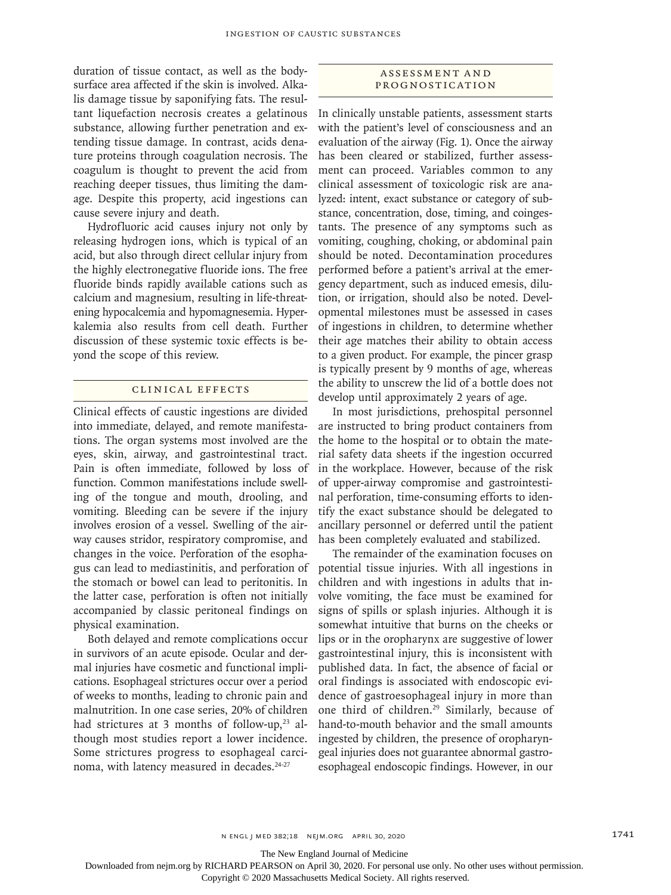duration of tissue contact, as well as the body-surface area affected if the skin is involved. Alkalis damage tissue by saponifying fats. The resultant liquefaction necrosis creates a gelatinous substance, allowing further penetration and extending tissue damage. In contrast, acids denature proteins through coagulation necrosis. The coagulum is thought to prevent the acid from reaching deeper tissues, thus limiting the damage. Despite this property, acid ingestions can cause severe injury and death.

Hydrofluoric acid causes injury not only by releasing hydrogen ions, which is typical of an acid, but also through direct cellular injury from the highly electronegative fluoride ions. The free fluoride binds rapidly available cations such as calcium and magnesium, resulting in life-threatening hypocalcemia and hypomagnesemia. Hyperkalemia also results from cell death. Further discussion of these systemic toxic effects is beyond the scope of this review.

## Clinical Effects

Clinical effects of caustic ingestions are divided into immediate, delayed, and remote manifestations. The organ systems most involved are the eyes, skin, airway, and gastrointestinal tract. Pain is often immediate, followed by loss of function. Common manifestations include swelling of the tongue and mouth, drooling, and vomiting. Bleeding can be severe if the injury involves erosion of a vessel. Swelling of the airway causes stridor, respiratory compromise, and changes in the voice. Perforation of the esophagus can lead to mediastinitis, and perforation of the stomach or bowel can lead to peritonitis. In the latter case, perforation is often not initially accompanied by classic peritoneal findings on physical examination.

Both delayed and remote complications occur in survivors of an acute episode. Ocular and dermal injuries have cosmetic and functional implications. Esophageal strictures occur over a period of weeks to months, leading to chronic pain and malnutrition. In one case series, 20% of children had strictures at 3 months of follow-up,[23] although most studies report a lower incidence. Some strictures progress to esophageal carcinoma, with latency measured in decades.[24-27]

## Assessment and Prognostication

In clinically unstable patients, assessment starts with the patient's level of consciousness and an evaluation of the airway (Fig. 1). Once the airway has been cleared or stabilized, further assessment can proceed. Variables common to any clinical assessment of toxicologic risk are analyzed: intent, exact substance or category of substance, concentration, dose, timing, and coingestants. The presence of any symptoms such as vomiting, coughing, choking, or abdominal pain should be noted. Decontamination procedures performed before a patient's arrival at the emergency department, such as induced emesis, dilution, or irrigation, should also be noted. Developmental milestones must be assessed in cases of ingestions in children, to determine whether their age matches their ability to obtain access to a given product. For example, the pincer grasp is typically present by 9 months of age, whereas the ability to unscrew the lid of a bottle does not develop until approximately 2 years of age.

In most jurisdictions, prehospital personnel are instructed to bring product containers from the home to the hospital or to obtain the material safety data sheets if the ingestion occurred in the workplace. However, because of the risk of upper-airway compromise and gastrointestinal perforation, time-consuming efforts to identify the exact substance should be delegated to ancillary personnel or deferred until the patient has been completely evaluated and stabilized.

The remainder of the examination focuses on potential tissue injuries. With all ingestions in children and with ingestions in adults that involve vomiting, the face must be examined for signs of spills or splash injuries. Although it is somewhat intuitive that burns on the cheeks or lips or in the oropharynx are suggestive of lower gastrointestinal injury, this is inconsistent with published data. In fact, the absence of facial or oral findings is associated with endoscopic evidence of gastroesophageal injury in more than one third of children.[29] Similarly, because of hand-to-mouth behavior and the small amounts ingested by children, the presence of oropharyngeal injuries does not guarantee abnormal gastroesophageal endoscopic findings. However, in our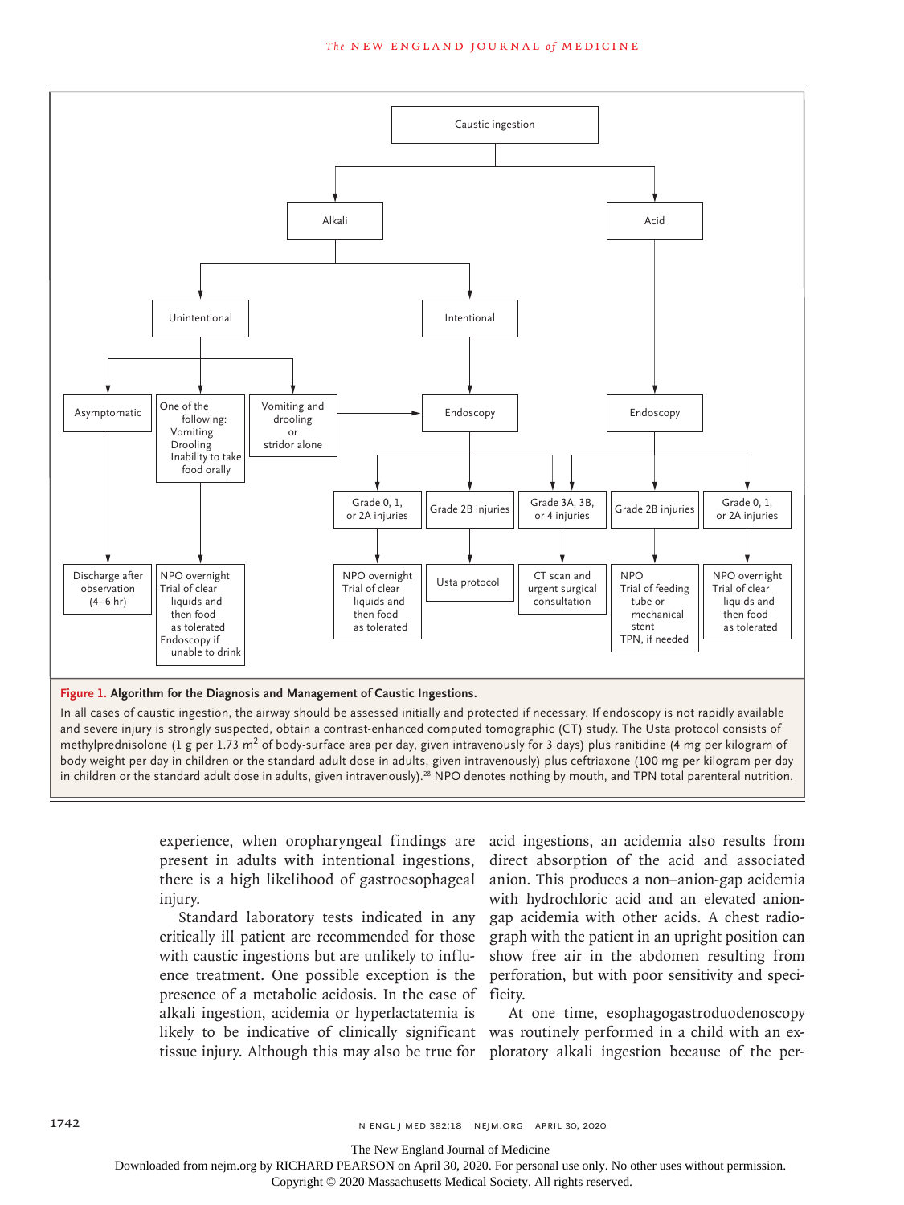- Caustic ingestion
  - Alkali
    - Unintentional
      - Asymptomatic → Discharge after observation (4–6 hr)
      - One of the following: Vomiting, Drooling, Inability to take food orally → NPO overnight; Trial of clear liquids and then food as tolerated; Endoscopy if unable to drink
      - Vomiting and drooling or stridor alone → Endoscopy
    - Intentional
      - Endoscopy
        - Grade 0, 1, or 2A injuries → NPO overnight; Trial of clear liquids and then food as tolerated
        - Grade 2B injuries → Usta protocol
        - Grade 3A, 3B, or 4 injuries → CT scan and urgent surgical consultation
  - Acid
    - Endoscopy
      - Grade 3A, 3B, or 4 injuries → CT scan and urgent surgical consultation
      - Grade 2B injuries → NPO; Trial of feeding tube or mechanical stent; TPN, if needed
      - Grade 0, 1, or 2A injuries → NPO overnight; Trial of clear liquids and then food as tolerated

**Figure 1. Algorithm for the Diagnosis and Management of Caustic Ingestions.**

In all cases of caustic ingestion, the airway should be assessed initially and protected if necessary. If endoscopy is not rapidly available and severe injury is strongly suspected, obtain a contrast-enhanced computed tomographic (CT) study. The Usta protocol consists of methylprednisolone (1 g per 1.73 $m^2$ of body-surface area per day, given intravenously for 3 days) plus ranitidine (4 mg per kilogram of body weight per day in children or the standard adult dose in adults, given intravenously) plus ceftriaxone (100 mg per kilogram per day in children or the standard adult dose in adults, given intravenously).[28] NPO denotes nothing by mouth, and TPN total parenteral nutrition.

experience, when oropharyngeal findings are present in adults with intentional ingestions, there is a high likelihood of gastroesophageal injury.

Standard laboratory tests indicated in any critically ill patient are recommended for those with caustic ingestions but are unlikely to influence treatment. One possible exception is the presence of a metabolic acidosis. In the case of alkali ingestion, acidemia or hyperlactatemia is likely to be indicative of clinically significant tissue injury. Although this may also be true for acid ingestions, an acidemia also results from direct absorption of the acid and associated anion. This produces a non–anion-gap acidemia with hydrochloric acid and an elevated anion-gap acidemia with other acids. A chest radiograph with the patient in an upright position can show free air in the abdomen resulting from perforation, but with poor sensitivity and specificity.

At one time, esophagogastroduodenoscopy was routinely performed in a child with an exploratory alkali ingestion because of the per-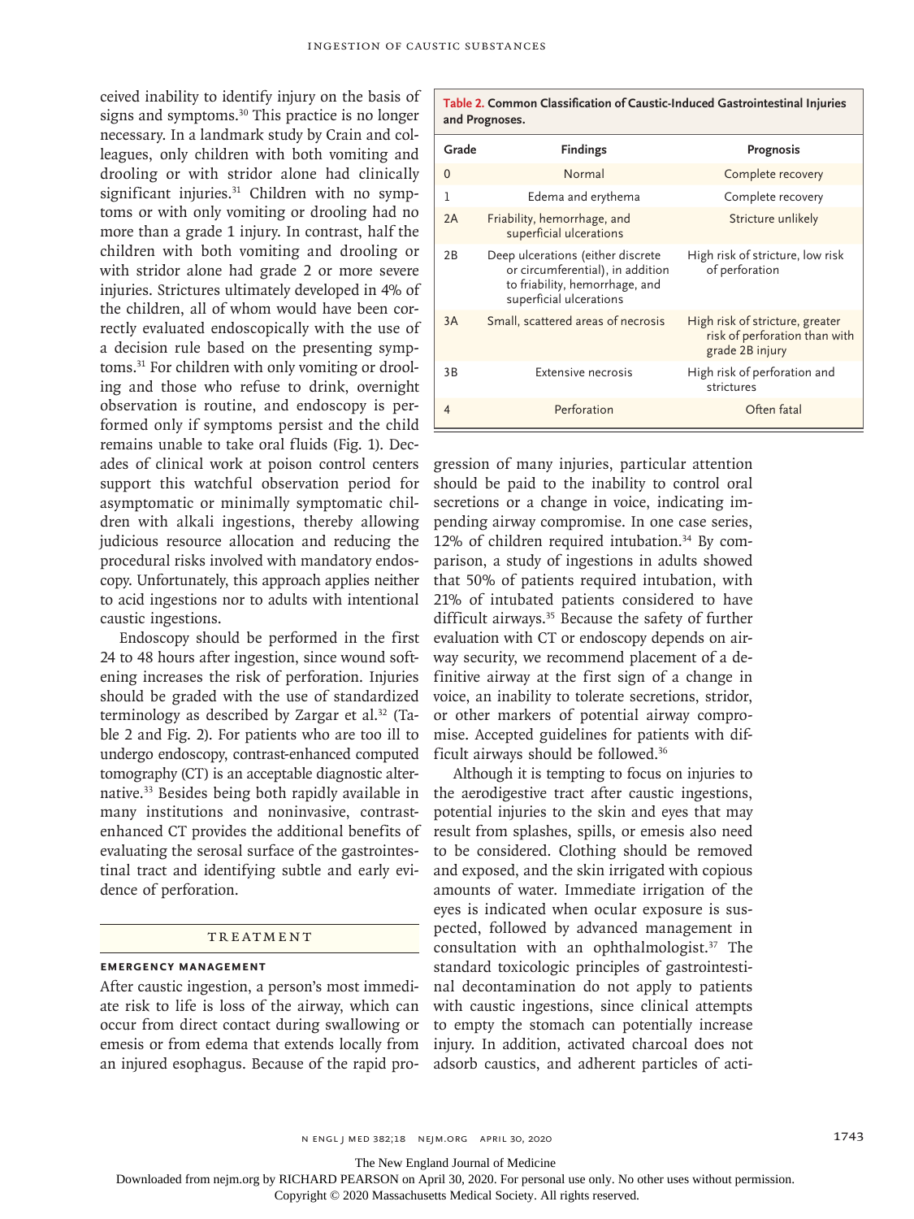ceived inability to identify injury on the basis of signs and symptoms.[30] This practice is no longer necessary. In a landmark study by Crain and colleagues, only children with both vomiting and drooling or with stridor alone had clinically significant injuries.[31] Children with no symptoms or with only vomiting or drooling had no more than a grade 1 injury. In contrast, half the children with both vomiting and drooling or with stridor alone had grade 2 or more severe injuries. Strictures ultimately developed in 4% of the children, all of whom would have been correctly evaluated endoscopically with the use of a decision rule based on the presenting symptoms.[31] For children with only vomiting or drooling and those who refuse to drink, overnight observation is routine, and endoscopy is performed only if symptoms persist and the child remains unable to take oral fluids (Fig. 1). Decades of clinical work at poison control centers support this watchful observation period for asymptomatic or minimally symptomatic children with alkali ingestions, thereby allowing judicious resource allocation and reducing the procedural risks involved with mandatory endoscopy. Unfortunately, this approach applies neither to acid ingestions nor to adults with intentional caustic ingestions.

Endoscopy should be performed in the first 24 to 48 hours after ingestion, since wound softening increases the risk of perforation. Injuries should be graded with the use of standardized terminology as described by Zargar et al.[32] (Table 2 and Fig. 2). For patients who are too ill to undergo endoscopy, contrast-enhanced computed tomography (CT) is an acceptable diagnostic alternative.[33] Besides being both rapidly available in many institutions and noninvasive, contrast-enhanced CT provides the additional benefits of evaluating the serosal surface of the gastrointestinal tract and identifying subtle and early evidence of perforation.

**Table 2. Common Classification of Caustic-Induced Gastrointestinal Injuries and Prognoses.**

| Grade | Findings | Prognosis |
|---|---|---|
| 0 | Normal | Complete recovery |
| 1 | Edema and erythema | Complete recovery |
| 2A | Friability, hemorrhage, and superficial ulcerations | Stricture unlikely |
| 2B | Deep ulcerations (either discrete or circumferential), in addition to friability, hemorrhage, and superficial ulcerations | High risk of stricture, low risk of perforation |
| 3A | Small, scattered areas of necrosis | High risk of stricture, greater risk of perforation than with grade 2B injury |
| 3B | Extensive necrosis | High risk of perforation and strictures |
| 4 | Perforation | Often fatal |

## TREATMENT

### EMERGENCY MANAGEMENT

After caustic ingestion, a person's most immediate risk to life is loss of the airway, which can occur from direct contact during swallowing or emesis or from edema that extends locally from an injured esophagus. Because of the rapid progression of many injuries, particular attention should be paid to the inability to control oral secretions or a change in voice, indicating impending airway compromise. In one case series, 12% of children required intubation.[34] By comparison, a study of ingestions in adults showed that 50% of patients required intubation, with 21% of intubated patients considered to have difficult airways.[35] Because the safety of further evaluation with CT or endoscopy depends on airway security, we recommend placement of a definitive airway at the first sign of a change in voice, an inability to tolerate secretions, stridor, or other markers of potential airway compromise. Accepted guidelines for patients with difficult airways should be followed.[36]

Although it is tempting to focus on injuries to the aerodigestive tract after caustic ingestions, potential injuries to the skin and eyes that may result from splashes, spills, or emesis also need to be considered. Clothing should be removed and exposed, and the skin irrigated with copious amounts of water. Immediate irrigation of the eyes is indicated when ocular exposure is suspected, followed by advanced management in consultation with an ophthalmologist.[37] The standard toxicologic principles of gastrointestinal decontamination do not apply to patients with caustic ingestions, since clinical attempts to empty the stomach can potentially increase injury. In addition, activated charcoal does not adsorb caustics, and adherent particles of acti-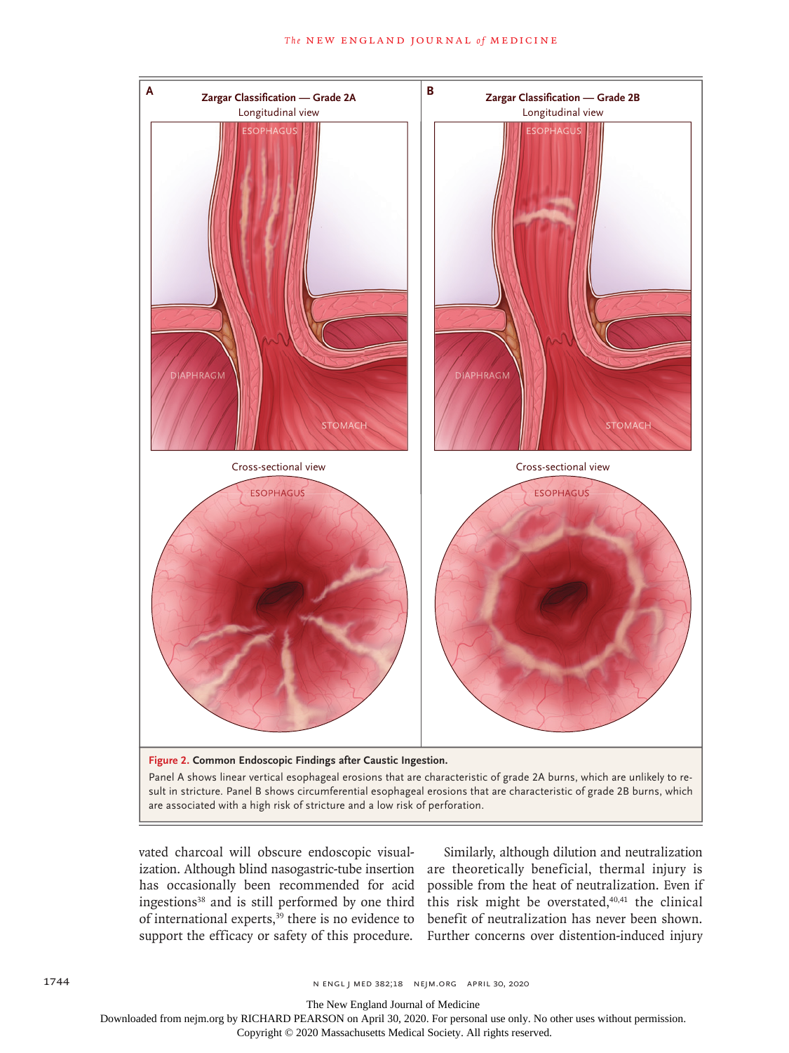**Figure 2. Common Endoscopic Findings after Caustic Ingestion.**

Panel A shows linear vertical esophageal erosions that are characteristic of grade 2A burns, which are unlikely to result in stricture. Panel B shows circumferential esophageal erosions that are characteristic of grade 2B burns, which are associated with a high risk of stricture and a low risk of perforation.

vated charcoal will obscure endoscopic visualization. Although blind nasogastric-tube insertion has occasionally been recommended for acid ingestions[38] and is still performed by one third of international experts,[39] there is no evidence to support the efficacy or safety of this procedure.

Similarly, although dilution and neutralization are theoretically beneficial, thermal injury is possible from the heat of neutralization. Even if this risk might be overstated,[40,41] the clinical benefit of neutralization has never been shown. Further concerns over distention-induced injury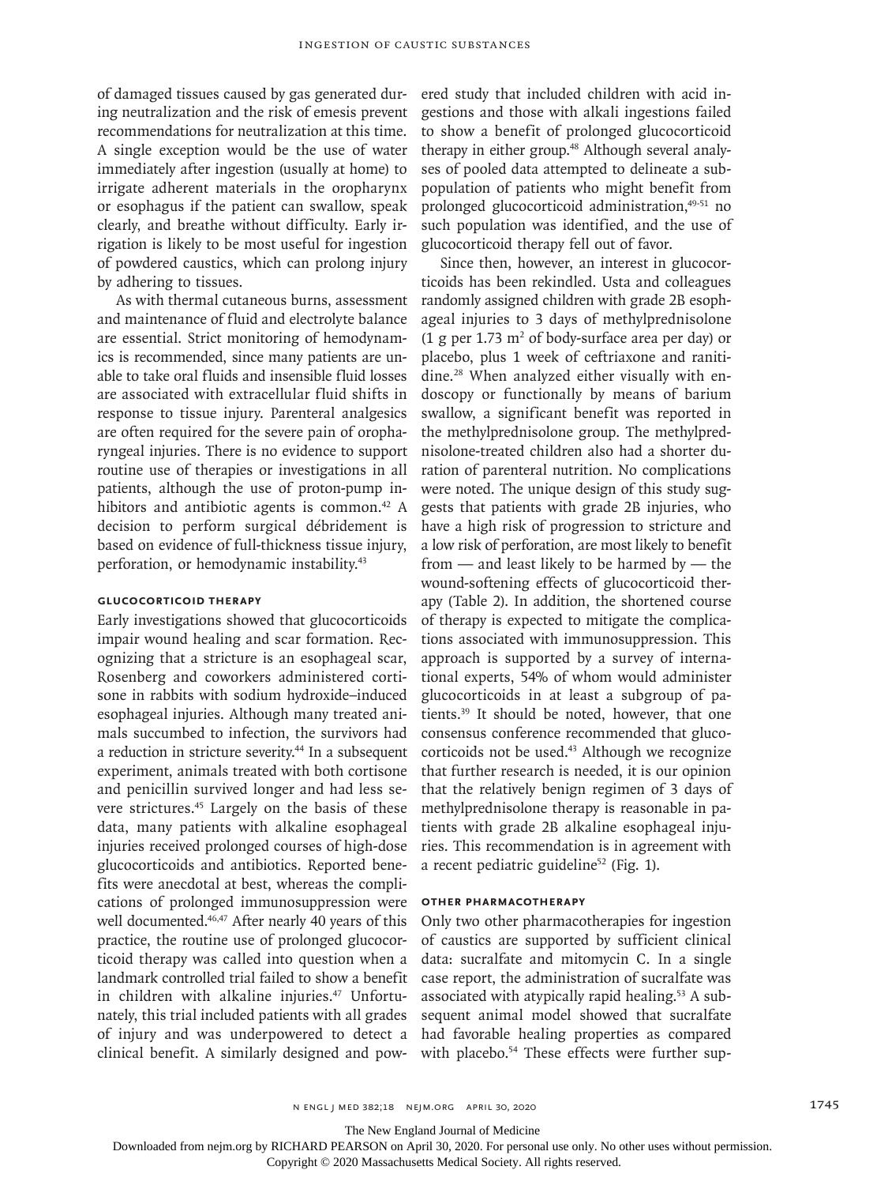of damaged tissues caused by gas generated during neutralization and the risk of emesis prevent recommendations for neutralization at this time. A single exception would be the use of water immediately after ingestion (usually at home) to irrigate adherent materials in the oropharynx or esophagus if the patient can swallow, speak clearly, and breathe without difficulty. Early irrigation is likely to be most useful for ingestion of powdered caustics, which can prolong injury by adhering to tissues.

As with thermal cutaneous burns, assessment and maintenance of fluid and electrolyte balance are essential. Strict monitoring of hemodynamics is recommended, since many patients are unable to take oral fluids and insensible fluid losses are associated with extracellular fluid shifts in response to tissue injury. Parenteral analgesics are often required for the severe pain of oropharyngeal injuries. There is no evidence to support routine use of therapies or investigations in all patients, although the use of proton-pump inhibitors and antibiotic agents is common.[42] A decision to perform surgical débridement is based on evidence of full-thickness tissue injury, perforation, or hemodynamic instability.[43]

### Glucocorticoid Therapy

Early investigations showed that glucocorticoids impair wound healing and scar formation. Recognizing that a stricture is an esophageal scar, Rosenberg and coworkers administered cortisone in rabbits with sodium hydroxide–induced esophageal injuries. Although many treated animals succumbed to infection, the survivors had a reduction in stricture severity.[44] In a subsequent experiment, animals treated with both cortisone and penicillin survived longer and had less severe strictures.[45] Largely on the basis of these data, many patients with alkaline esophageal injuries received prolonged courses of high-dose glucocorticoids and antibiotics. Reported benefits were anecdotal at best, whereas the complications of prolonged immunosuppression were well documented.[46,47] After nearly 40 years of this practice, the routine use of prolonged glucocorticoid therapy was called into question when a landmark controlled trial failed to show a benefit in children with alkaline injuries.[47] Unfortunately, this trial included patients with all grades of injury and was underpowered to detect a clinical benefit. A similarly designed and powered study that included children with acid ingestions and those with alkali ingestions failed to show a benefit of prolonged glucocorticoid therapy in either group.[48] Although several analyses of pooled data attempted to delineate a subpopulation of patients who might benefit from prolonged glucocorticoid administration,[49-51] no such population was identified, and the use of glucocorticoid therapy fell out of favor.

Since then, however, an interest in glucocorticoids has been rekindled. Usta and colleagues randomly assigned children with grade 2B esophageal injuries to 3 days of methylprednisolone (1 g per 1.73 $m^2$ of body-surface area per day) or placebo, plus 1 week of ceftriaxone and ranitidine.[28] When analyzed either visually with endoscopy or functionally by means of barium swallow, a significant benefit was reported in the methylprednisolone group. The methylprednisolone-treated children also had a shorter duration of parenteral nutrition. No complications were noted. The unique design of this study suggests that patients with grade 2B injuries, who have a high risk of progression to stricture and a low risk of perforation, are most likely to benefit from — and least likely to be harmed by — the wound-softening effects of glucocorticoid therapy (Table 2). In addition, the shortened course of therapy is expected to mitigate the complications associated with immunosuppression. This approach is supported by a survey of international experts, 54% of whom would administer glucocorticoids in at least a subgroup of patients.[39] It should be noted, however, that one consensus conference recommended that glucocorticoids not be used.[43] Although we recognize that further research is needed, it is our opinion that the relatively benign regimen of 3 days of methylprednisolone therapy is reasonable in patients with grade 2B alkaline esophageal injuries. This recommendation is in agreement with a recent pediatric guideline[52] (Fig. 1).

### Other Pharmacotherapy

Only two other pharmacotherapies for ingestion of caustics are supported by sufficient clinical data: sucralfate and mitomycin C. In a single case report, the administration of sucralfate was associated with atypically rapid healing.[53] A subsequent animal model showed that sucralfate had favorable healing properties as compared with placebo.[54] These effects were further sup-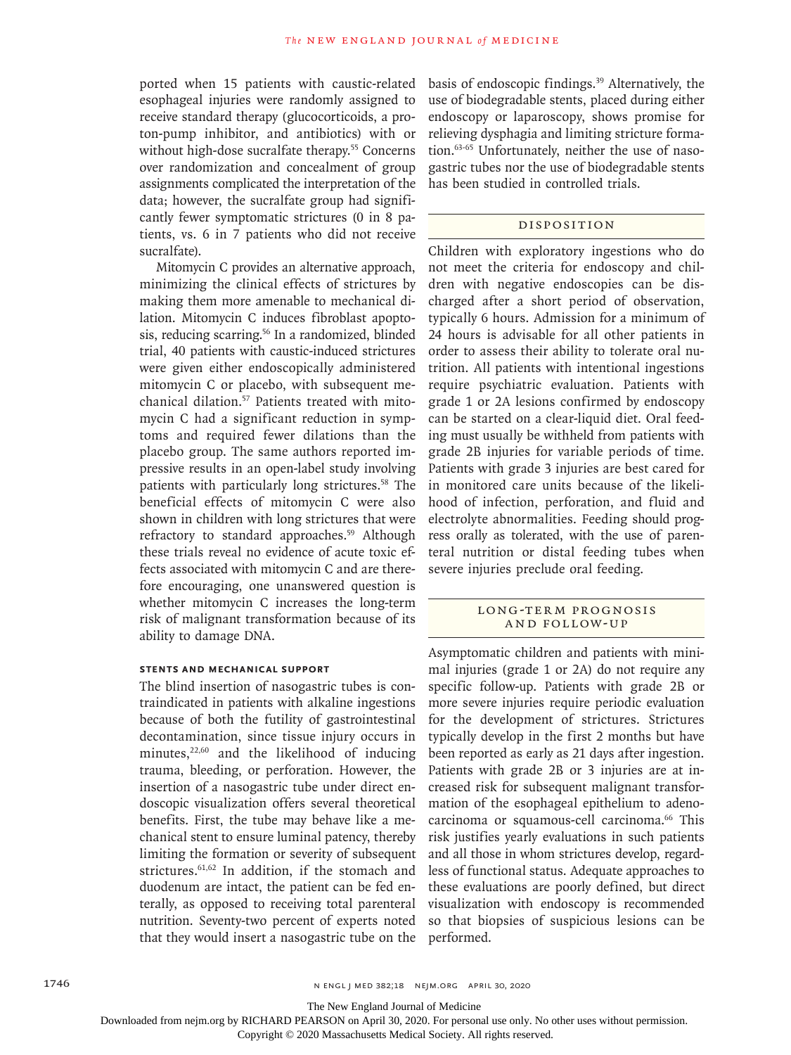ported when 15 patients with caustic-related esophageal injuries were randomly assigned to receive standard therapy (glucocorticoids, a proton-pump inhibitor, and antibiotics) with or without high-dose sucralfate therapy.[55] Concerns over randomization and concealment of group assignments complicated the interpretation of the data; however, the sucralfate group had significantly fewer symptomatic strictures (0 in 8 patients, vs. 6 in 7 patients who did not receive sucralfate).

Mitomycin C provides an alternative approach, minimizing the clinical effects of strictures by making them more amenable to mechanical dilation. Mitomycin C induces fibroblast apoptosis, reducing scarring.[56] In a randomized, blinded trial, 40 patients with caustic-induced strictures were given either endoscopically administered mitomycin C or placebo, with subsequent mechanical dilation.[57] Patients treated with mitomycin C had a significant reduction in symptoms and required fewer dilations than the placebo group. The same authors reported impressive results in an open-label study involving patients with particularly long strictures.[58] The beneficial effects of mitomycin C were also shown in children with long strictures that were refractory to standard approaches.[59] Although these trials reveal no evidence of acute toxic effects associated with mitomycin C and are therefore encouraging, one unanswered question is whether mitomycin C increases the long-term risk of malignant transformation because of its ability to damage DNA.

### Stents and Mechanical Support

The blind insertion of nasogastric tubes is contraindicated in patients with alkaline ingestions because of both the futility of gastrointestinal decontamination, since tissue injury occurs in minutes,[22,60] and the likelihood of inducing trauma, bleeding, or perforation. However, the insertion of a nasogastric tube under direct endoscopic visualization offers several theoretical benefits. First, the tube may behave like a mechanical stent to ensure luminal patency, thereby limiting the formation or severity of subsequent strictures.[61,62] In addition, if the stomach and duodenum are intact, the patient can be fed enterally, as opposed to receiving total parenteral nutrition. Seventy-two percent of experts noted that they would insert a nasogastric tube on the basis of endoscopic findings.[39] Alternatively, the use of biodegradable stents, placed during either endoscopy or laparoscopy, shows promise for relieving dysphagia and limiting stricture formation.[63-65] Unfortunately, neither the use of nasogastric tubes nor the use of biodegradable stents has been studied in controlled trials.

## Disposition

Children with exploratory ingestions who do not meet the criteria for endoscopy and children with negative endoscopies can be discharged after a short period of observation, typically 6 hours. Admission for a minimum of 24 hours is advisable for all other patients in order to assess their ability to tolerate oral nutrition. All patients with intentional ingestions require psychiatric evaluation. Patients with grade 1 or 2A lesions confirmed by endoscopy can be started on a clear-liquid diet. Oral feeding must usually be withheld from patients with grade 2B injuries for variable periods of time. Patients with grade 3 injuries are best cared for in monitored care units because of the likelihood of infection, perforation, and fluid and electrolyte abnormalities. Feeding should progress orally as tolerated, with the use of parenteral nutrition or distal feeding tubes when severe injuries preclude oral feeding.

## Long-Term Prognosis and Follow-up

Asymptomatic children and patients with minimal injuries (grade 1 or 2A) do not require any specific follow-up. Patients with grade 2B or more severe injuries require periodic evaluation for the development of strictures. Strictures typically develop in the first 2 months but have been reported as early as 21 days after ingestion. Patients with grade 2B or 3 injuries are at increased risk for subsequent malignant transformation of the esophageal epithelium to adenocarcinoma or squamous-cell carcinoma.[66] This risk justifies yearly evaluations in such patients and all those in whom strictures develop, regardless of functional status. Adequate approaches to these evaluations are poorly defined, but direct visualization with endoscopy is recommended so that biopsies of suspicious lesions can be performed.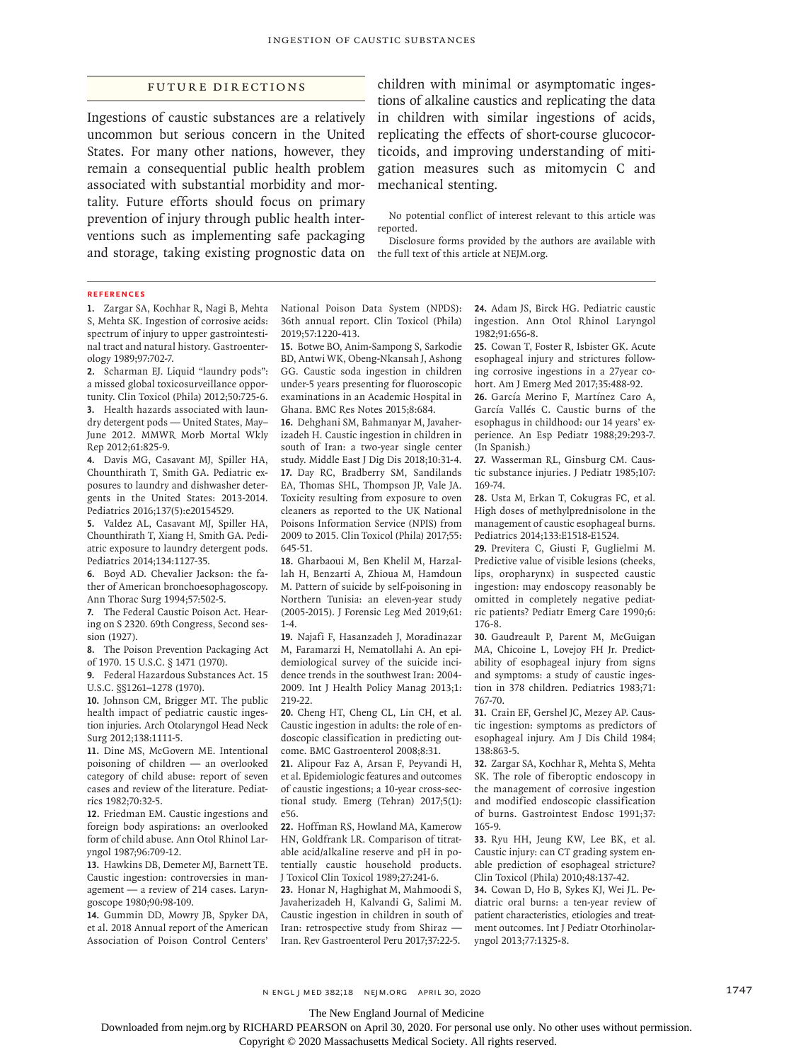## Future Directions

Ingestions of caustic substances are a relatively uncommon but serious concern in the United States. For many other nations, however, they remain a consequential public health problem associated with substantial morbidity and mortality. Future efforts should focus on primary prevention of injury through public health interventions such as implementing safe packaging and storage, taking existing prognostic data on children with minimal or asymptomatic ingestions of alkaline caustics and replicating the data in children with similar ingestions of acids, replicating the effects of short-course glucocorticoids, and improving understanding of mitigation measures such as mitomycin C and mechanical stenting.

No potential conflict of interest relevant to this article was reported.

Disclosure forms provided by the authors are available with the full text of this article at NEJM.org.

## References

1. Zargar SA, Kochhar R, Nagi B, Mehta S, Mehta SK. Ingestion of corrosive acids: spectrum of injury to upper gastrointestinal tract and natural history. Gastroenterology 1989;97:702-7.
2. Scharman EJ. Liquid "laundry pods": a missed global toxicosurveillance opportunity. Clin Toxicol (Phila) 2012;50:725-6.
3. Health hazards associated with laundry detergent pods — United States, May–June 2012. MMWR Morb Mortal Wkly Rep 2012;61:825-9.
4. Davis MG, Casavant MJ, Spiller HA, Chounthirath T, Smith GA. Pediatric exposures to laundry and dishwasher detergents in the United States: 2013-2014. Pediatrics 2016;137(5):e20154529.
5. Valdez AL, Casavant MJ, Spiller HA, Chounthirath T, Xiang H, Smith GA. Pediatric exposure to laundry detergent pods. Pediatrics 2014;134:1127-35.
6. Boyd AD. Chevalier Jackson: the father of American bronchoesophagoscopy. Ann Thorac Surg 1994;57:502-5.
7. The Federal Caustic Poison Act. Hearing on S 2320. 69th Congress, Second session (1927).
8. The Poison Prevention Packaging Act of 1970. 15 U.S.C. § 1471 (1970).
9. Federal Hazardous Substances Act. 15 U.S.C. §§1261–1278 (1970).
10. Johnson CM, Brigger MT. The public health impact of pediatric caustic ingestion injuries. Arch Otolaryngol Head Neck Surg 2012;138:1111-5.
11. Dine MS, McGovern ME. Intentional poisoning of children — an overlooked category of child abuse: report of seven cases and review of the literature. Pediatrics 1982;70:32-5.
12. Friedman EM. Caustic ingestions and foreign body aspirations: an overlooked form of child abuse. Ann Otol Rhinol Laryngol 1987;96:709-12.
13. Hawkins DB, Demeter MJ, Barnett TE. Caustic ingestion: controversies in management — a review of 214 cases. Laryngoscope 1980;90:98-109.
14. Gummin DD, Mowry JB, Spyker DA, et al. 2018 Annual report of the American Association of Poison Control Centers' National Poison Data System (NPDS): 36th annual report. Clin Toxicol (Phila) 2019;57:1220-413.
15. Botwe BO, Anim-Sampong S, Sarkodie BD, Antwi WK, Obeng-Nkansah J, Ashong GG. Caustic soda ingestion in children under-5 years presenting for fluoroscopic examinations in an Academic Hospital in Ghana. BMC Res Notes 2015;8:684.
16. Dehghani SM, Bahmanyar M, Javaherizadeh H. Caustic ingestion in children in south of Iran: a two-year single center study. Middle East J Dig Dis 2018;10:31-4.
17. Day RC, Bradberry SM, Sandilands EA, Thomas SHL, Thompson JP, Vale JA. Toxicity resulting from exposure to oven cleaners as reported to the UK National Poisons Information Service (NPIS) from 2009 to 2015. Clin Toxicol (Phila) 2017;55:645-51.
18. Gharbaoui M, Ben Khelil M, Harzallah H, Benzarti A, Zhioua M, Hamdoun M. Pattern of suicide by self-poisoning in Northern Tunisia: an eleven-year study (2005-2015). J Forensic Leg Med 2019;61:1-4.
19. Najafi F, Hasanzadeh J, Moradinazar M, Faramarzi H, Nematollahi A. An epidemiological survey of the suicide incidence trends in the southwest Iran: 2004-2009. Int J Health Policy Manag 2013;1:219-22.
20. Cheng HT, Cheng CL, Lin CH, et al. Caustic ingestion in adults: the role of endoscopic classification in predicting outcome. BMC Gastroenterol 2008;8:31.
21. Alipour Faz A, Arsan F, Peyvandi H, et al. Epidemiologic features and outcomes of caustic ingestions; a 10-year cross-sectional study. Emerg (Tehran) 2017;5(1):e56.
22. Hoffman RS, Howland MA, Kamerow HN, Goldfrank LR. Comparison of titratable acid/alkaline reserve and pH in potentially caustic household products. J Toxicol Clin Toxicol 1989;27:241-6.
23. Honar N, Haghighat M, Mahmoodi S, Javaherizadeh H, Kalvandi G, Salimi M. Caustic ingestion in children in south of Iran: retrospective study from Shiraz — Iran. Rev Gastroenterol Peru 2017;37:22-5.
24. Adam JS, Birck HG. Pediatric caustic ingestion. Ann Otol Rhinol Laryngol 1982;91:656-8.
25. Cowan T, Foster R, Isbister GK. Acute esophageal injury and strictures following corrosive ingestions in a 27year cohort. Am J Emerg Med 2017;35:488-92.
26. García Merino F, Martínez Caro A, García Vallés C. Caustic burns of the esophagus in childhood: our 14 years' experience. An Esp Pediatr 1988;29:293-7. (In Spanish.)
27. Wasserman RL, Ginsburg CM. Caustic substance injuries. J Pediatr 1985;107:169-74.
28. Usta M, Erkan T, Cokugras FC, et al. High doses of methylprednisolone in the management of caustic esophageal burns. Pediatrics 2014;133:E1518-E1524.
29. Previtera C, Giusti F, Guglielmi M. Predictive value of visible lesions (cheeks, lips, oropharynx) in suspected caustic ingestion: may endoscopy reasonably be omitted in completely negative pediatric patients? Pediatr Emerg Care 1990;6:176-8.
30. Gaudreault P, Parent M, McGuigan MA, Chicoine L, Lovejoy FH Jr. Predictability of esophageal injury from signs and symptoms: a study of caustic ingestion in 378 children. Pediatrics 1983;71:767-70.
31. Crain EF, Gershel JC, Mezey AP. Caustic ingestion: symptoms as predictors of esophageal injury. Am J Dis Child 1984;138:863-5.
32. Zargar SA, Kochhar R, Mehta S, Mehta SK. The role of fiberoptic endoscopy in the management of corrosive ingestion and modified endoscopic classification of burns. Gastrointest Endosc 1991;37:165-9.
33. Ryu HH, Jeung KW, Lee BK, et al. Caustic injury: can CT grading system enable prediction of esophageal stricture? Clin Toxicol (Phila) 2010;48:137-42.
34. Cowan D, Ho B, Sykes KJ, Wei JL. Pediatric oral burns: a ten-year review of patient characteristics, etiologies and treatment outcomes. Int J Pediatr Otorhinolaryngol 2013;77:1325-8.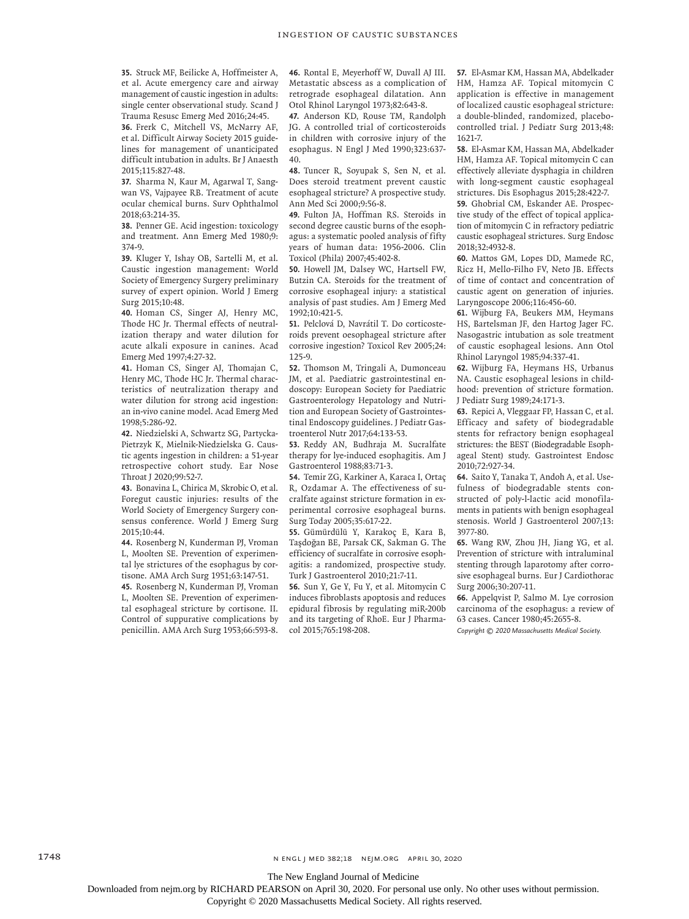**35.** Struck MF, Beilicke A, Hoffmeister A, et al. Acute emergency care and airway management of caustic ingestion in adults: single center observational study. Scand J Trauma Resusc Emerg Med 2016;24:45.

**36.** Frerk C, Mitchell VS, McNarry AF, et al. Difficult Airway Society 2015 guidelines for management of unanticipated difficult intubation in adults. Br J Anaesth 2015;115:827-48.

**37.** Sharma N, Kaur M, Agarwal T, Sangwan VS, Vajpayee RB. Treatment of acute ocular chemical burns. Surv Ophthalmol 2018;63:214-35.

**38.** Penner GE. Acid ingestion: toxicology and treatment. Ann Emerg Med 1980;9:374-9.

**39.** Kluger Y, Ishay OB, Sartelli M, et al. Caustic ingestion management: World Society of Emergency Surgery preliminary survey of expert opinion. World J Emerg Surg 2015;10:48.

**40.** Homan CS, Singer AJ, Henry MC, Thode HC Jr. Thermal effects of neutralization therapy and water dilution for acute alkali exposure in canines. Acad Emerg Med 1997;4:27-32.

**41.** Homan CS, Singer AJ, Thomajan C, Henry MC, Thode HC Jr. Thermal characteristics of neutralization therapy and water dilution for strong acid ingestion: an in-vivo canine model. Acad Emerg Med 1998;5:286-92.

**42.** Niedzielski A, Schwartz SG, Partycka-Pietrzyk K, Mielnik-Niedzielska G. Caustic agents ingestion in children: a 51-year retrospective cohort study. Ear Nose Throat J 2020;99:52-7.

**43.** Bonavina L, Chirica M, Skrobic O, et al. Foregut caustic injuries: results of the World Society of Emergency Surgery consensus conference. World J Emerg Surg 2015;10:44.

**44.** Rosenberg N, Kunderman PJ, Vroman L, Moolten SE. Prevention of experimental lye strictures of the esophagus by cortisone. AMA Arch Surg 1951;63:147-51.

**45.** Rosenberg N, Kunderman PJ, Vroman L, Moolten SE. Prevention of experimental esophageal stricture by cortisone. II. Control of suppurative complications by penicillin. AMA Arch Surg 1953;66:593-8.

**46.** Rontal E, Meyerhoff W, Duvall AJ III. Metastatic abscess as a complication of retrograde esophageal dilatation. Ann Otol Rhinol Laryngol 1973;82:643-8.

**47.** Anderson KD, Rouse TM, Randolph JG. A controlled trial of corticosteroids in children with corrosive injury of the esophagus. N Engl J Med 1990;323:637-40.

**48.** Tuncer R, Soyupak S, Sen N, et al. Does steroid treatment prevent caustic esophageal stricture? A prospective study. Ann Med Sci 2000;9:56-8.

**49.** Fulton JA, Hoffman RS. Steroids in second degree caustic burns of the esophagus: a systematic pooled analysis of fifty years of human data: 1956-2006. Clin Toxicol (Phila) 2007;45:402-8.

**50.** Howell JM, Dalsey WC, Hartsell FW, Butzin CA. Steroids for the treatment of corrosive esophageal injury: a statistical analysis of past studies. Am J Emerg Med 1992;10:421-5.

**51.** Pelclová D, Navrátil T. Do corticosteroids prevent oesophageal stricture after corrosive ingestion? Toxicol Rev 2005;24:125-9.

**52.** Thomson M, Tringali A, Dumonceau JM, et al. Paediatric gastrointestinal endoscopy: European Society for Paediatric Gastroenterology Hepatology and Nutrition and European Society of Gastrointestinal Endoscopy guidelines. J Pediatr Gastroenterol Nutr 2017;64:133-53.

**53.** Reddy AN, Budhraja M. Sucralfate therapy for lye-induced esophagitis. Am J Gastroenterol 1988;83:71-3.

**54.** Temir ZG, Karkiner A, Karaca I, Ortaç R, Ozdamar A. The effectiveness of sucralfate against stricture formation in experimental corrosive esophageal burns. Surg Today 2005;35:617-22.

**55.** Gümürdülü Y, Karakoç E, Kara B, Taşdoğan BE, Parsak CK, Sakman G. The efficiency of sucralfate in corrosive esophagitis: a randomized, prospective study. Turk J Gastroenterol 2010;21:7-11.

**56.** Sun Y, Ge Y, Fu Y, et al. Mitomycin C induces fibroblasts apoptosis and reduces epidural fibrosis by regulating miR-200b and its targeting of RhoE. Eur J Pharmacol 2015;765:198-208.

**57.** El-Asmar KM, Hassan MA, Abdelkader HM, Hamza AF. Topical mitomycin C application is effective in management of localized caustic esophageal stricture: a double-blinded, randomized, placebo-controlled trial. J Pediatr Surg 2013;48:1621-7.

**58.** El-Asmar KM, Hassan MA, Abdelkader HM, Hamza AF. Topical mitomycin C can effectively alleviate dysphagia in children with long-segment caustic esophageal strictures. Dis Esophagus 2015;28:422-7.

**59.** Ghobrial CM, Eskander AE. Prospective study of the effect of topical application of mitomycin C in refractory pediatric caustic esophageal strictures. Surg Endosc 2018;32:4932-8.

**60.** Mattos GM, Lopes DD, Mamede RC, Ricz H, Mello-Filho FV, Neto JB. Effects of time of contact and concentration of caustic agent on generation of injuries. Laryngoscope 2006;116:456-60.

**61.** Wijburg FA, Beukers MM, Heymans HS, Bartelsman JF, den Hartog Jager FC. Nasogastric intubation as sole treatment of caustic esophageal lesions. Ann Otol Rhinol Laryngol 1985;94:337-41.

**62.** Wijburg FA, Heymans HS, Urbanus NA. Caustic esophageal lesions in childhood: prevention of stricture formation. J Pediatr Surg 1989;24:171-3.

**63.** Repici A, Vleggaar FP, Hassan C, et al. Efficacy and safety of biodegradable stents for refractory benign esophageal strictures: the BEST (Biodegradable Esophageal Stent) study. Gastrointest Endosc 2010;72:927-34.

**64.** Saito Y, Tanaka T, Andoh A, et al. Usefulness of biodegradable stents constructed of poly-l-lactic acid monofilaments in patients with benign esophageal stenosis. World J Gastroenterol 2007;13:3977-80.

**65.** Wang RW, Zhou JH, Jiang YG, et al. Prevention of stricture with intraluminal stenting through laparotomy after corrosive esophageal burns. Eur J Cardiothorac Surg 2006;30:207-11.

**66.** Appelqvist P, Salmo M. Lye corrosion carcinoma of the esophagus: a review of 63 cases. Cancer 1980;45:2655-8.

*Copyright © 2020 Massachusetts Medical Society.*